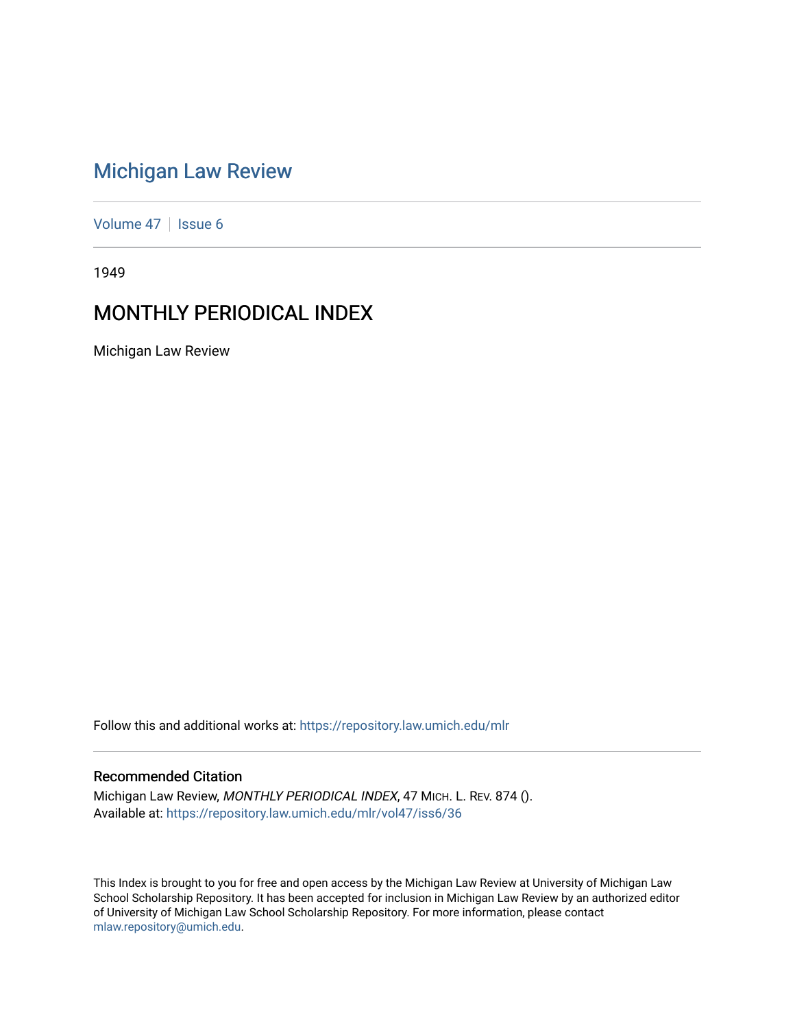# Michigan Law Review

Volume 47 | Issue 6

1949

## MONTHLY PERIODICAL INDEX

Michigan Law Review

Follow this and additional works at: https://repository.law.umich.edu/mlr

### Recommended Citation

Michigan Law Review, *MONTHLY PERIODICAL INDEX*, 47 MICH. L. REV. 874 ().
Available at: https://repository.law.umich.edu/mlr/vol47/iss6/36

This Index is brought to you for free and open access by the Michigan Law Review at University of Michigan Law School Scholarship Repository. It has been accepted for inclusion in Michigan Law Review by an authorized editor of University of Michigan Law School Scholarship Repository. For more information, please contact mlaw.repository@umich.edu.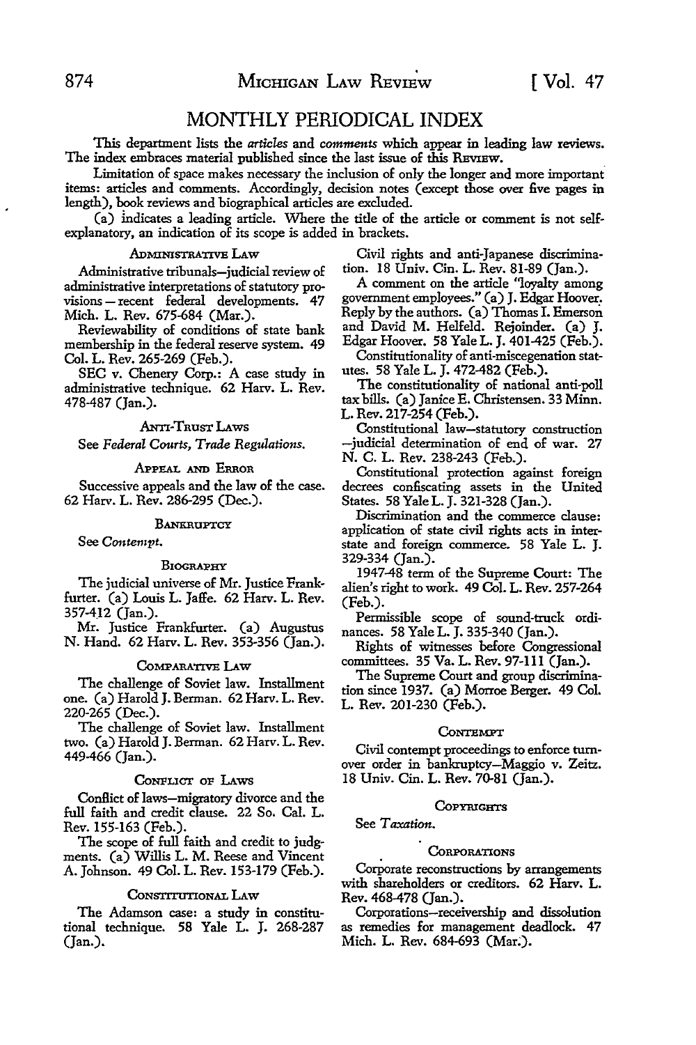# MONTHLY PERIODICAL INDEX

This department lists the *articles* and *comments* which appear in leading law reviews. The index embraces material published since the last issue of this REVIEW.

Limitation of space makes necessary the inclusion of only the longer and more important items: articles and comments. Accordingly, decision notes (except those over five pages in length), book reviews and biographical articles are excluded.

(a) indicates a leading article. Where the title of the article or comment is not self-explanatory, an indication of its scope is added in brackets.

### ADMINISTRATIVE LAW

Administrative tribunals—judicial review of administrative interpretations of statutory provisions — recent federal developments. 47 Mich. L. Rev. 675-684 (Mar.).

Reviewability of conditions of state bank membership in the federal reserve system. 49 Col. L. Rev. 265-269 (Feb.).

SEC v. Chenery Corp.: A case study in administrative technique. 62 Harv. L. Rev. 478-487 (Jan.).

### ANTI-TRUST LAWS

See *Federal Courts, Trade Regulations.*

### APPEAL AND ERROR

Successive appeals and the law of the case. 62 Harv. L. Rev. 286-295 (Dec.).

### BANKRUPTCY

See *Contempt.*

### BIOGRAPHY

The judicial universe of Mr. Justice Frankfurter. (a) Louis L. Jaffe. 62 Harv. L. Rev. 357-412 (Jan.).

Mr. Justice Frankfurter. (a) Augustus N. Hand. 62 Harv. L. Rev. 353-356 (Jan.).

### COMPARATIVE LAW

The challenge of Soviet law. Installment one. (a) Harold J. Berman. 62 Harv. L. Rev. 220-265 (Dec.).

The challenge of Soviet law. Installment two. (a) Harold J. Berman. 62 Harv. L. Rev. 449-466 (Jan.).

### CONFLICT OF LAWS

Conflict of laws—migratory divorce and the full faith and credit clause. 22 So. Cal. L. Rev. 155-163 (Feb.).

The scope of full faith and credit to judgments. (a) Willis L. M. Reese and Vincent A. Johnson. 49 Col. L. Rev. 153-179 (Feb.).

### CONSTITUTIONAL LAW

The Adamson case: a study in constitutional technique. 58 Yale L. J. 268-287 (Jan.).

Civil rights and anti-Japanese discrimination. 18 Univ. Cin. L. Rev. 81-89 (Jan.).

A comment on the article "loyalty among government employees." (a) J. Edgar Hoover. Reply by the authors. (a) Thomas I. Emerson and David M. Helfeld. Rejoinder. (a) J. Edgar Hoover. 58 Yale L. J. 401-425 (Feb.).

Constitutionality of anti-miscegenation statutes. 58 Yale L. J. 472-482 (Feb.).

The constitutionality of national anti-poll tax bills. (a) Janice E. Christensen. 33 Minn. L. Rev. 217-254 (Feb.).

Constitutional law—statutory construction —judicial determination of end of war. 27 N. C. L. Rev. 238-243 (Feb.).

Constitutional protection against foreign decrees confiscating assets in the United States. 58 Yale L. J. 321-328 (Jan.).

Discrimination and the commerce clause: application of state civil rights acts in interstate and foreign commerce. 58 Yale L. J. 329-334 (Jan.).

1947-48 term of the Supreme Court: The alien's right to work. 49 Col. L. Rev. 257-264 (Feb.).

Permissible scope of sound-truck ordinances. 58 Yale L. J. 335-340 (Jan.).

Rights of witnesses before Congressional committees. 35 Va. L. Rev. 97-111 (Jan.).

The Supreme Court and group discrimination since 1937. (a) Morroe Berger. 49 Col. L. Rev. 201-230 (Feb.).

### CONTEMPT

Civil contempt proceedings to enforce turnover order in bankruptcy—Maggio v. Zeitz. 18 Univ. Cin. L. Rev. 70-81 (Jan.).

### COPYRIGHTS

See *Taxation.*

### CORPORATIONS

Corporate reconstructions by arrangements with shareholders or creditors. 62 Harv. L. Rev. 468-478 (Jan.).

Corporations—receivership and dissolution as remedies for management deadlock. 47 Mich. L. Rev. 684-693 (Mar.).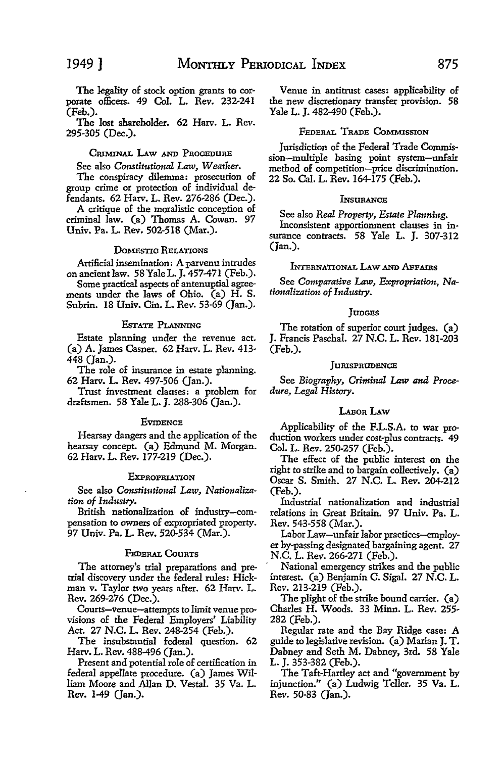The legality of stock option grants to corporate officers. 49 Col. L. Rev. 232-241 (Feb.).

The lost shareholder. 62 Harv. L. Rev. 295-305 (Dec.).

### Criminal Law and Procedure

See also *Constitutional Law, Weather.*

The conspiracy dilemma: prosecution of group crime or protection of individual defendants. 62 Harv. L. Rev. 276-286 (Dec.).

A critique of the moralistic conception of criminal law. (a) Thomas A. Cowan. 97 Univ. Pa. L. Rev. 502-518 (Mar.).

### Domestic Relations

Artificial insemination: A parvenu intrudes on ancient law. 58 Yale L. J. 457-471 (Feb.).

Some practical aspects of antenuptial agreements under the laws of Ohio. (a) H. S. Subrin. 18 Univ. Cin. L. Rev. 53-69 (Jan.).

### Estate Planning

Estate planning under the revenue act. (a) A. James Casner. 62 Harv. L. Rev. 413-448 (Jan.).

The role of insurance in estate planning. 62 Harv. L. Rev. 497-506 (Jan.).

Trust investment clauses: a problem for draftsmen. 58 Yale L. J. 288-306 (Jan.).

### Evidence

Hearsay dangers and the application of the hearsay concept. (a) Edmund M. Morgan. 62 Harv. L. Rev. 177-219 (Dec.).

### Expropriation

See also *Constitutional Law, Nationalization of Industry.*

British nationalization of industry—compensation to owners of expropriated property. 97 Univ. Pa. L. Rev. 520-534 (Mar.).

### Federal Courts

The attorney's trial preparations and pretrial discovery under the federal rules: Hickman v. Taylor two years after. 62 Harv. L. Rev. 269-276 (Dec.).

Courts—venue—attempts to limit venue provisions of the Federal Employers' Liability Act. 27 N.C. L. Rev. 248-254 (Feb.).

The insubstantial federal question. 62 Harv. L. Rev. 488-496 (Jan.).

Present and potential role of certification in federal appellate procedure. (a) James William Moore and Allan D. Vestal. 35 Va. L. Rev. 1-49 (Jan.).

Venue in antitrust cases: applicability of the new discretionary transfer provision. 58 Yale L. J. 482-490 (Feb.).

### Federal Trade Commission

Jurisdiction of the Federal Trade Commission—multiple basing point system—unfair method of competition—price discrimination. 22 So. Cal. L. Rev. 164-175 (Feb.).

### Insurance

See also *Real Property, Estate Planning.*

Inconsistent apportionment clauses in insurance contracts. 58 Yale L. J. 307-312 (Jan.).

### International Law and Affairs

See *Comparative Law, Expropriation, Nationalization of Industry.*

### Judges

The rotation of superior court judges. (a) J. Francis Paschal. 27 N.C. L. Rev. 181-203 (Feb.).

### Jurisprudence

See *Biography, Criminal Law and Procedure, Legal History.*

### Labor Law

Applicability of the F.L.S.A. to war production workers under cost-plus contracts. 49 Col. L. Rev. 250-257 (Feb.).

The effect of the public interest on the right to strike and to bargain collectively. (a) Oscar S. Smith. 27 N.C. L. Rev. 204-212 (Feb.).

Industrial nationalization and industrial relations in Great Britain. 97 Univ. Pa. L. Rev. 543-558 (Mar.).

Labor Law—unfair labor practices—employer by-passing designated bargaining agent. 27 N.C. L. Rev. 266-271 (Feb.).

National emergency strikes and the public interest. (a) Benjamin C. Sigal. 27 N.C. L. Rev. 213-219 (Feb.).

The plight of the strike bound carrier. (a) Charles H. Woods. 33 Minn. L. Rev. 255-282 (Feb.).

Regular rate and the Bay Ridge case: A guide to legislative revision. (a) Marian J. T. Dabney and Seth M. Dabney, 3rd. 58 Yale L. J. 353-382 (Feb.).

The Taft-Hartley act and "government by injunction." (a) Ludwig Teller. 35 Va. L. Rev. 50-83 (Jan.).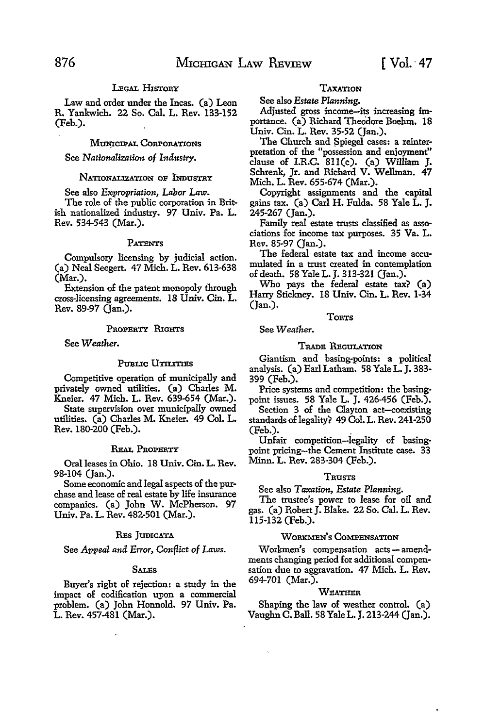### Legal History

Law and order under the Incas. (a) Leon R. Yankwich. 22 So. Cal. L. Rev. 133-152 (Feb.).

### Municipal Corporations

See *Nationalization of Industry.*

### Nationalization of Industry

See also *Expropriation, Labor Law.*

The role of the public corporation in British nationalized industry. 97 Univ. Pa. L. Rev. 534-543 (Mar.).

### Patents

Compulsory licensing by judicial action. (a) Neal Seegert. 47 Mich. L. Rev. 613-638 (Mar.).

Extension of the patent monopoly through cross-licensing agreements. 18 Univ. Cin. L. Rev. 89-97 (Jan.).

### Property Rights

See *Weather.*

### Public Utilities

Competitive operation of municipally and privately owned utilities. (a) Charles M. Kneier. 47 Mich. L. Rev. 639-654 (Mar.).

State supervision over municipally owned utilities. (a) Charles M. Kneier. 49 Col. L. Rev. 180-200 (Feb.).

### Real Property

Oral leases in Ohio. 18 Univ. Cin. L. Rev. 98-104 (Jan.).

Some economic and legal aspects of the purchase and lease of real estate by life insurance companies. (a) John W. McPherson. 97 Univ. Pa. L. Rev. 482-501 (Mar.).

### Res Judicata

See *Appeal and Error, Conflict of Laws.*

### Sales

Buyer's right of rejection: a study in the impact of codification upon a commercial problem. (a) John Honnold. 97 Univ. Pa. L. Rev. 457-481 (Mar.).

### Taxation

See also *Estate Planning.*

Adjusted gross income—its increasing importance. (a) Richard Theodore Boehm. 18 Univ. Cin. L. Rev. 35-52 (Jan.).

The Church and Spiegel cases: a reinterpretation of the "possession and enjoyment" clause of I.R.C. 811(c). (a) William J. Schrenk, Jr. and Richard V. Wellman. 47 Mich. L. Rev. 655-674 (Mar.).

Copyright assignments and the capital gains tax. (a) Carl H. Fulda. 58 Yale L. J. 245-267 (Jan.).

Family real estate trusts classified as associations for income tax purposes. 35 Va. L. Rev. 85-97 (Jan.).

The federal estate tax and income accumulated in a trust created in contemplation of death. 58 Yale L. J. 313-321 (Jan.).

Who pays the federal estate tax? (a) Harry Stickney. 18 Univ. Cin. L. Rev. 1-34 (Jan.).

### Torts

See *Weather.*

### Trade Regulation

Giantism and basing-points: a political analysis. (a) Earl Latham. 58 Yale L. J. 383-399 (Feb.).

Price systems and competition: the basing-point issues. 58 Yale L. J. 426-456 (Feb.).

Section 3 of the Clayton act—coexisting standards of legality? 49 Col. L. Rev. 241-250 (Feb.).

Unfair competition—legality of basing-point pricing—the Cement Institute case. 33 Minn. L. Rev. 283-304 (Feb.).

### Trusts

See also *Taxation, Estate Planning.*

The trustee's power to lease for oil and gas. (a) Robert J. Blake. 22 So. Cal. L. Rev. 115-132 (Feb.).

### Workmen's Compensation

Workmen's compensation acts — amendments changing period for additional compensation due to aggravation. 47 Mich. L. Rev. 694-701 (Mar.).

### Weather

Shaping the law of weather control. (a) Vaughn C. Ball. 58 Yale L. J. 213-244 (Jan.).